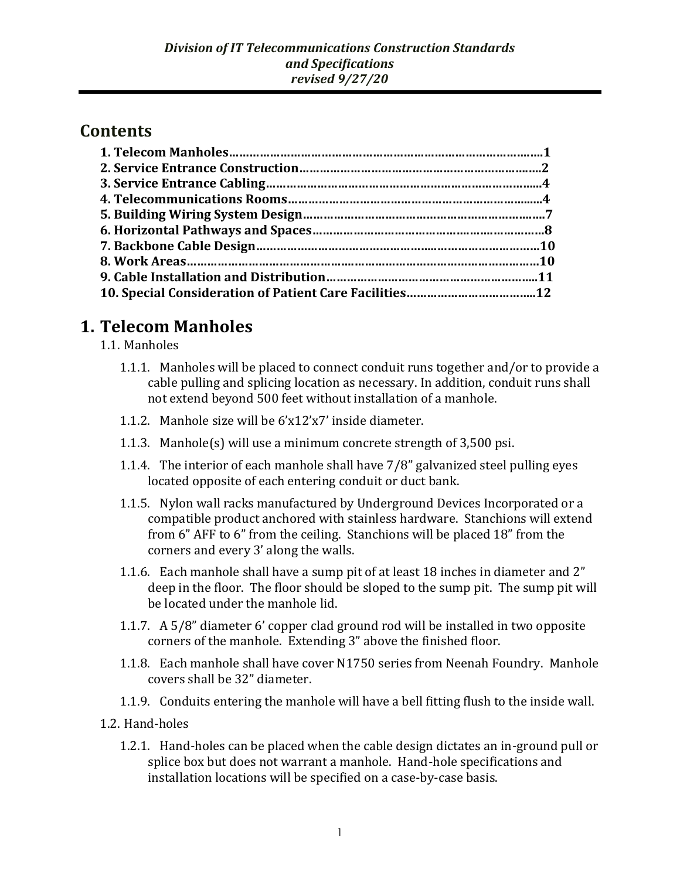*Division of IT Telecommunications Construction Standards and Specifications revised 9/27/20*

## Contents

**1. Telecom Manholes……………………………………………………………………………1**
**2. Service Entrance Construction………………………………………………………………2**
**3. Service Entrance Cabling……………………………………………………………………4**
**4. Telecommunications Rooms…………………………………………………………………4**
**5. Building Wiring System Design………………………………………………………………7**
**6. Horizontal Pathways and Spaces……………………………………………………………8**
**7. Backbone Cable Design……………………………………………………………………10**
**8. Work Areas……………………………………………………………………………………10**
**9. Cable Installation and Distribution…………………………………………………………11**
**10. Special Consideration of Patient Care Facilities…………………………………………12**

# 1. Telecom Manholes

1.1. Manholes

1.1.1. Manholes will be placed to connect conduit runs together and/or to provide a cable pulling and splicing location as necessary. In addition, conduit runs shall not extend beyond 500 feet without installation of a manhole.

1.1.2. Manhole size will be 6'x12'x7' inside diameter.

1.1.3. Manhole(s) will use a minimum concrete strength of 3,500 psi.

1.1.4. The interior of each manhole shall have 7/8" galvanized steel pulling eyes located opposite of each entering conduit or duct bank.

1.1.5. Nylon wall racks manufactured by Underground Devices Incorporated or a compatible product anchored with stainless hardware. Stanchions will extend from 6" AFF to 6" from the ceiling. Stanchions will be placed 18" from the corners and every 3' along the walls.

1.1.6. Each manhole shall have a sump pit of at least 18 inches in diameter and 2" deep in the floor. The floor should be sloped to the sump pit. The sump pit will be located under the manhole lid.

1.1.7. A 5/8" diameter 6' copper clad ground rod will be installed in two opposite corners of the manhole. Extending 3" above the finished floor.

1.1.8. Each manhole shall have cover N1750 series from Neenah Foundry. Manhole covers shall be 32" diameter.

1.1.9. Conduits entering the manhole will have a bell fitting flush to the inside wall.

1.2. Hand-holes

1.2.1. Hand-holes can be placed when the cable design dictates an in-ground pull or splice box but does not warrant a manhole. Hand-hole specifications and installation locations will be specified on a case-by-case basis.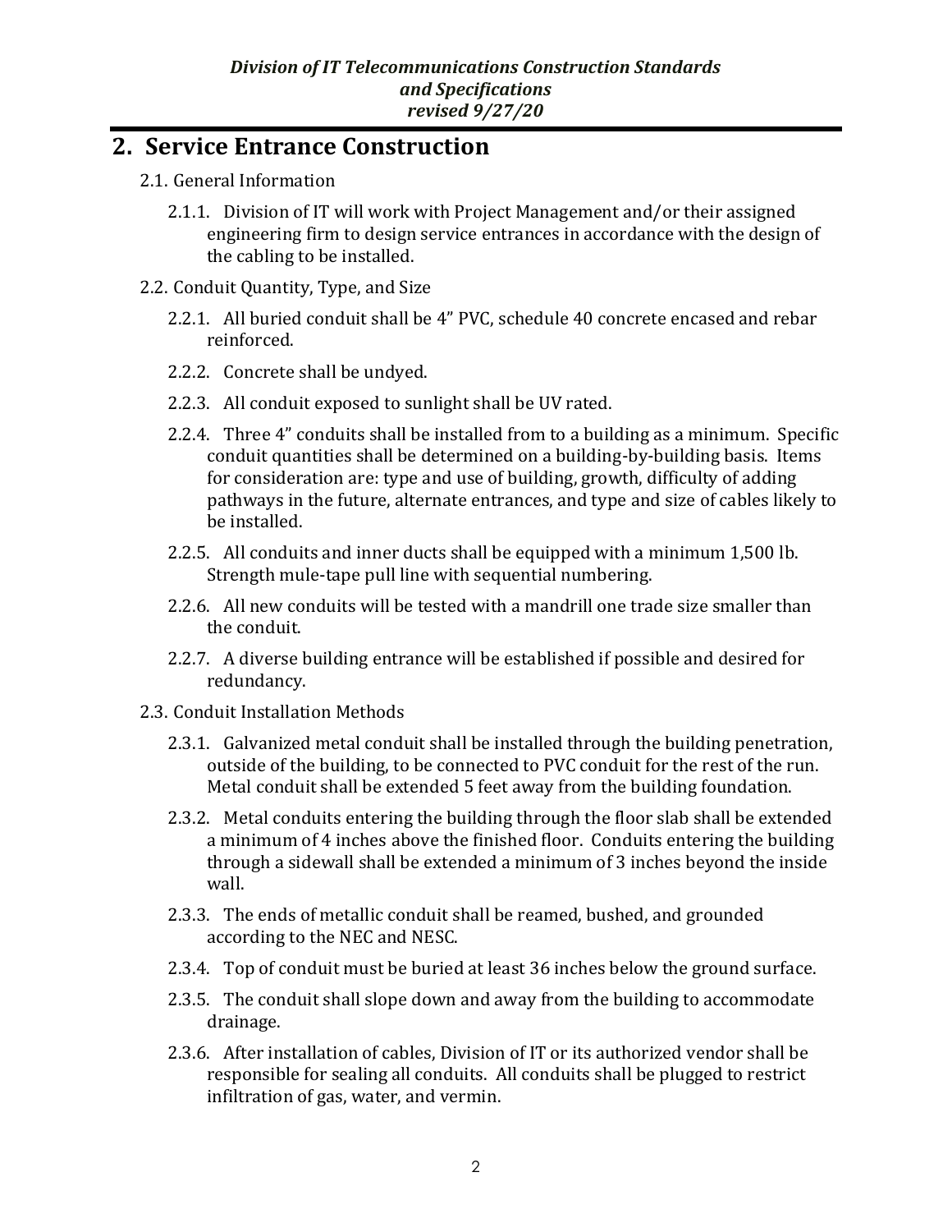## 2. Service Entrance Construction

2.1. General Information

2.1.1. Division of IT will work with Project Management and/or their assigned engineering firm to design service entrances in accordance with the design of the cabling to be installed.

2.2. Conduit Quantity, Type, and Size

2.2.1. All buried conduit shall be 4" PVC, schedule 40 concrete encased and rebar reinforced.

2.2.2. Concrete shall be undyed.

2.2.3. All conduit exposed to sunlight shall be UV rated.

2.2.4. Three 4" conduits shall be installed from to a building as a minimum. Specific conduit quantities shall be determined on a building-by-building basis. Items for consideration are: type and use of building, growth, difficulty of adding pathways in the future, alternate entrances, and type and size of cables likely to be installed.

2.2.5. All conduits and inner ducts shall be equipped with a minimum 1,500 lb. Strength mule-tape pull line with sequential numbering.

2.2.6. All new conduits will be tested with a mandrill one trade size smaller than the conduit.

2.2.7. A diverse building entrance will be established if possible and desired for redundancy.

2.3. Conduit Installation Methods

2.3.1. Galvanized metal conduit shall be installed through the building penetration, outside of the building, to be connected to PVC conduit for the rest of the run. Metal conduit shall be extended 5 feet away from the building foundation.

2.3.2. Metal conduits entering the building through the floor slab shall be extended a minimum of 4 inches above the finished floor. Conduits entering the building through a sidewall shall be extended a minimum of 3 inches beyond the inside wall.

2.3.3. The ends of metallic conduit shall be reamed, bushed, and grounded according to the NEC and NESC.

2.3.4. Top of conduit must be buried at least 36 inches below the ground surface.

2.3.5. The conduit shall slope down and away from the building to accommodate drainage.

2.3.6. After installation of cables, Division of IT or its authorized vendor shall be responsible for sealing all conduits. All conduits shall be plugged to restrict infiltration of gas, water, and vermin.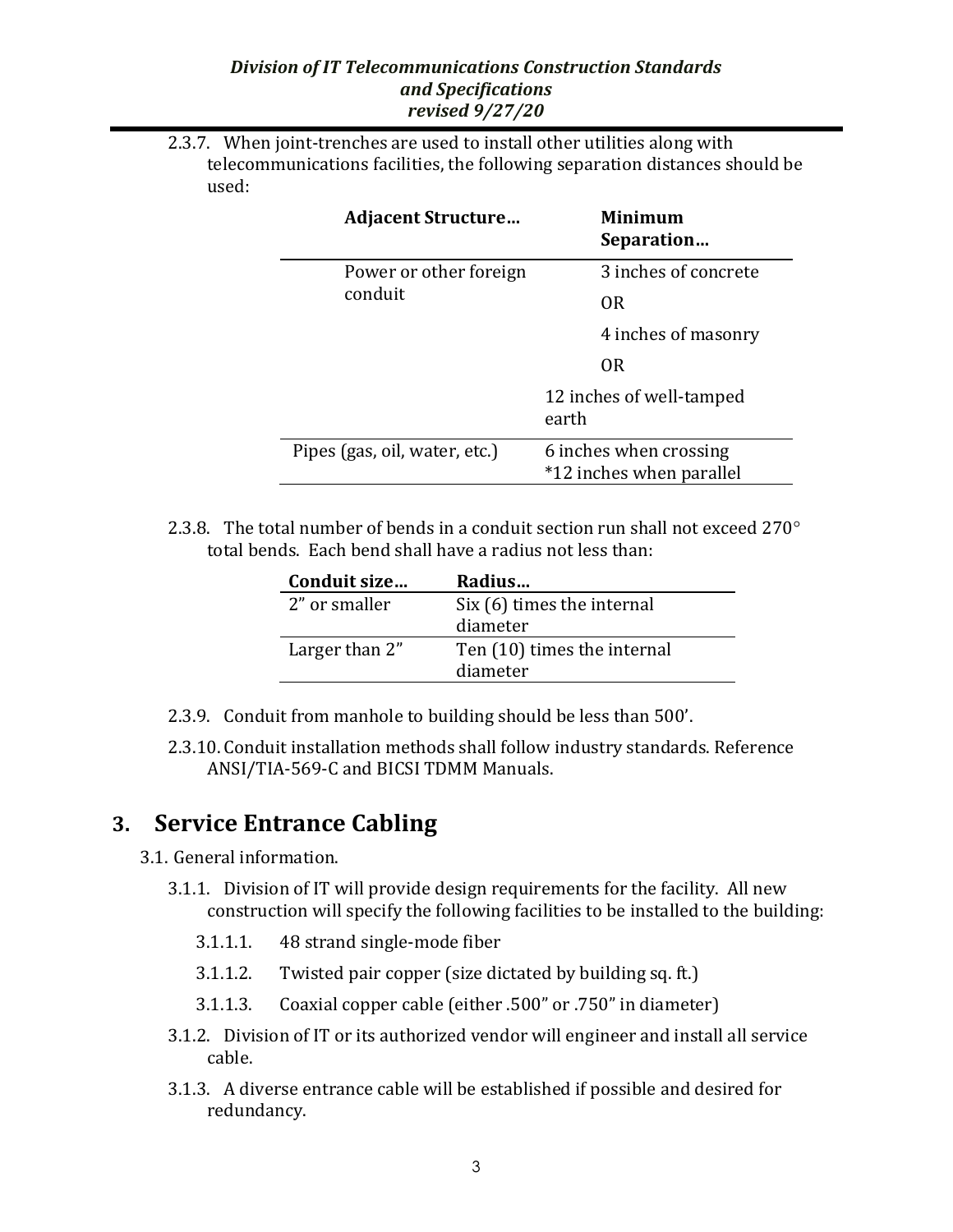2.3.7. When joint-trenches are used to install other utilities along with telecommunications facilities, the following separation distances should be used:

| Adjacent Structure… | Minimum Separation… |
| --- | --- |
| Power or other foreign conduit | 3 inches of concrete OR 4 inches of masonry OR 12 inches of well-tamped earth |
| Pipes (gas, oil, water, etc.) | 6 inches when crossing *12 inches when parallel |

2.3.8. The total number of bends in a conduit section run shall not exceed 270° total bends. Each bend shall have a radius not less than:

| Conduit size… | Radius… |
| --- | --- |
| 2" or smaller | Six (6) times the internal diameter |
| Larger than 2" | Ten (10) times the internal diameter |

2.3.9. Conduit from manhole to building should be less than 500'.

2.3.10. Conduit installation methods shall follow industry standards. Reference ANSI/TIA-569-C and BICSI TDMM Manuals.

# 3. Service Entrance Cabling

3.1. General information.

3.1.1. Division of IT will provide design requirements for the facility. All new construction will specify the following facilities to be installed to the building:

3.1.1.1. 48 strand single-mode fiber

3.1.1.2. Twisted pair copper (size dictated by building sq. ft.)

3.1.1.3. Coaxial copper cable (either .500" or .750" in diameter)

3.1.2. Division of IT or its authorized vendor will engineer and install all service cable.

3.1.3. A diverse entrance cable will be established if possible and desired for redundancy.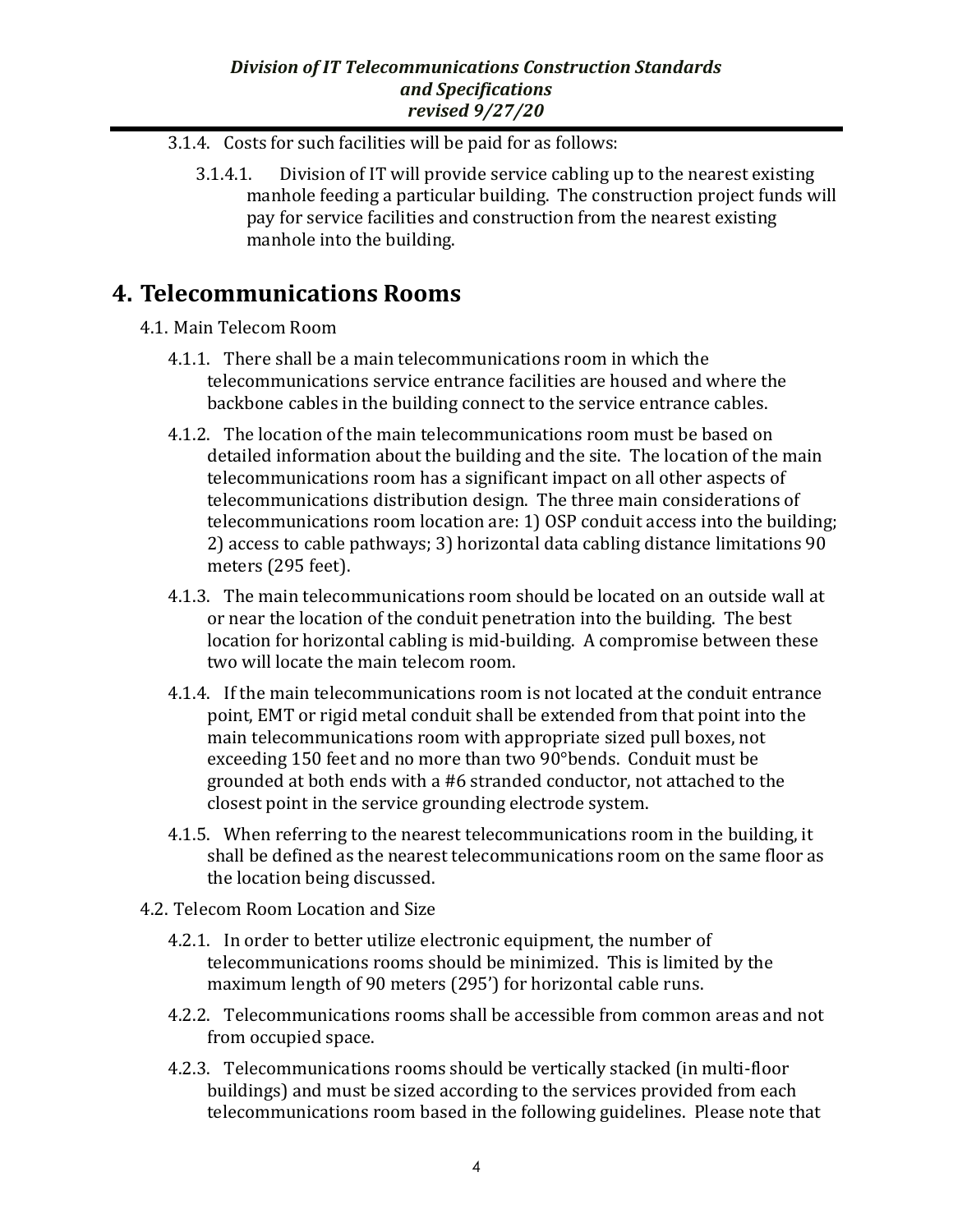3.1.4. Costs for such facilities will be paid for as follows:

3.1.4.1. Division of IT will provide service cabling up to the nearest existing manhole feeding a particular building. The construction project funds will pay for service facilities and construction from the nearest existing manhole into the building.

# 4. Telecommunications Rooms

4.1. Main Telecom Room

4.1.1. There shall be a main telecommunications room in which the telecommunications service entrance facilities are housed and where the backbone cables in the building connect to the service entrance cables.

4.1.2. The location of the main telecommunications room must be based on detailed information about the building and the site. The location of the main telecommunications room has a significant impact on all other aspects of telecommunications distribution design. The three main considerations of telecommunications room location are: 1) OSP conduit access into the building; 2) access to cable pathways; 3) horizontal data cabling distance limitations 90 meters (295 feet).

4.1.3. The main telecommunications room should be located on an outside wall at or near the location of the conduit penetration into the building. The best location for horizontal cabling is mid-building. A compromise between these two will locate the main telecom room.

4.1.4. If the main telecommunications room is not located at the conduit entrance point, EMT or rigid metal conduit shall be extended from that point into the main telecommunications room with appropriate sized pull boxes, not exceeding 150 feet and no more than two 90°bends. Conduit must be grounded at both ends with a #6 stranded conductor, not attached to the closest point in the service grounding electrode system.

4.1.5. When referring to the nearest telecommunications room in the building, it shall be defined as the nearest telecommunications room on the same floor as the location being discussed.

4.2. Telecom Room Location and Size

4.2.1. In order to better utilize electronic equipment, the number of telecommunications rooms should be minimized. This is limited by the maximum length of 90 meters (295') for horizontal cable runs.

4.2.2. Telecommunications rooms shall be accessible from common areas and not from occupied space.

4.2.3. Telecommunications rooms should be vertically stacked (in multi-floor buildings) and must be sized according to the services provided from each telecommunications room based in the following guidelines. Please note that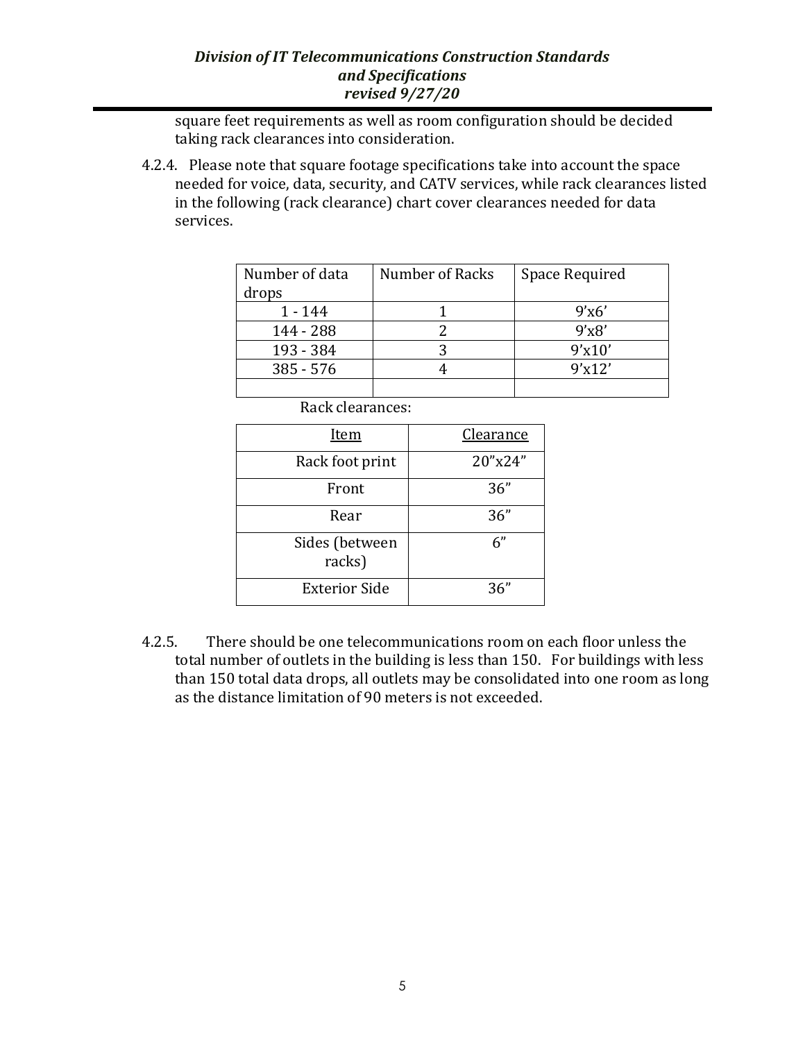square feet requirements as well as room configuration should be decided taking rack clearances into consideration.

4.2.4. Please note that square footage specifications take into account the space needed for voice, data, security, and CATV services, while rack clearances listed in the following (rack clearance) chart cover clearances needed for data services.

| Number of data drops | Number of Racks | Space Required |
|---|---|---|
| 1 - 144 | 1 | 9'x6' |
| 144 - 288 | 2 | 9'x8' |
| 193 - 384 | 3 | 9'x10' |
| 385 - 576 | 4 | 9'x12' |
| | | |

Rack clearances:

| Item | Clearance |
|---|---|
| Rack foot print | 20"x24" |
| Front | 36" |
| Rear | 36" |
| Sides (between racks) | 6" |
| Exterior Side | 36" |

4.2.5. There should be one telecommunications room on each floor unless the total number of outlets in the building is less than 150. For buildings with less than 150 total data drops, all outlets may be consolidated into one room as long as the distance limitation of 90 meters is not exceeded.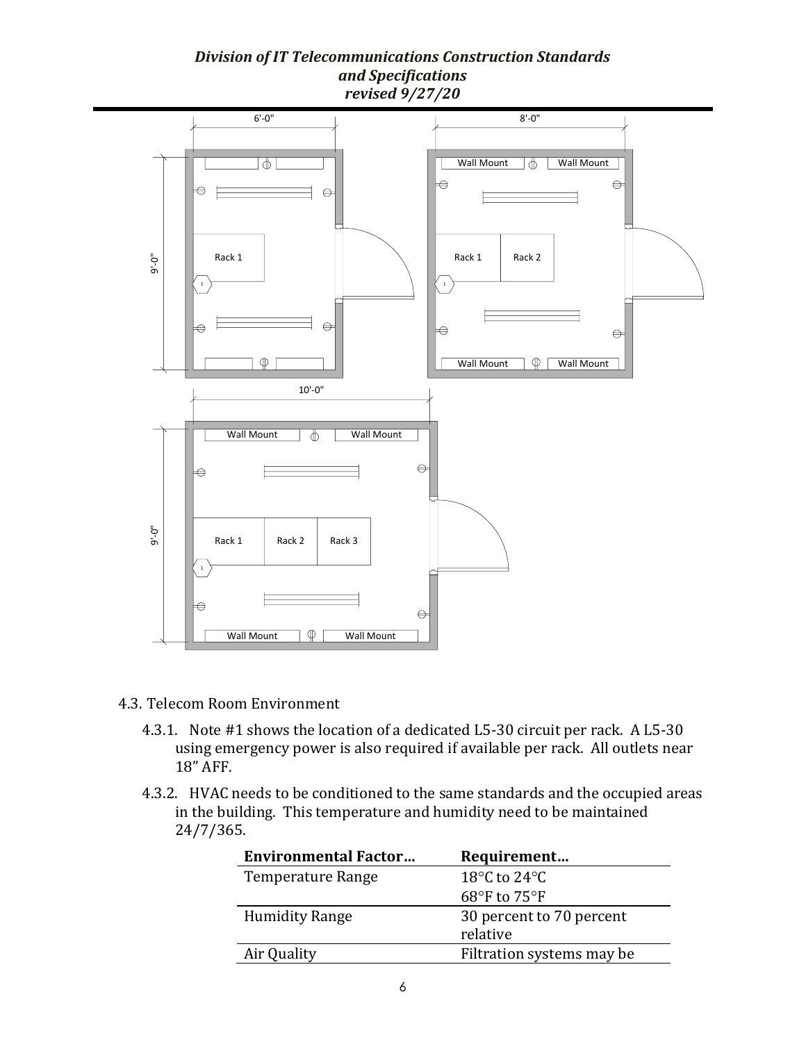6'-0"

8'-0"

9'-0"

Wall Mount

Wall Mount

Rack 1

Rack 1

Rack 2

Wall Mount

Wall Mount

10'-0"

Wall Mount

Wall Mount

9'-0"

Rack 1

Rack 2

Rack 3

Wall Mount

Wall Mount

4.3. Telecom Room Environment

4.3.1. Note #1 shows the location of a dedicated L5-30 circuit per rack. A L5-30 using emergency power is also required if available per rack. All outlets near 18" AFF.

4.3.2. HVAC needs to be conditioned to the same standards and the occupied areas in the building. This temperature and humidity need to be maintained 24/7/365.

| Environmental Factor… | Requirement… |
|---|---|
| Temperature Range | 18°C to 24°C<br>68°F to 75°F |
| Humidity Range | 30 percent to 70 percent relative |
| Air Quality | Filtration systems may be |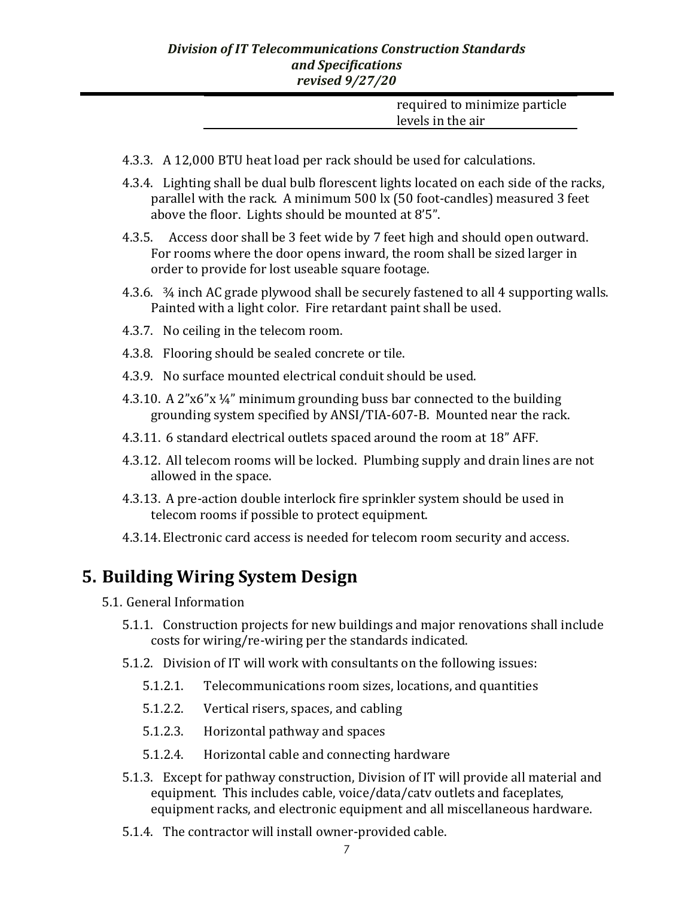| | |
|---|---|
| | required to minimize particle levels in the air |

4.3.3. A 12,000 BTU heat load per rack should be used for calculations.

4.3.4. Lighting shall be dual bulb florescent lights located on each side of the racks, parallel with the rack. A minimum 500 lx (50 foot-candles) measured 3 feet above the floor. Lights should be mounted at 8'5".

4.3.5. Access door shall be 3 feet wide by 7 feet high and should open outward. For rooms where the door opens inward, the room shall be sized larger in order to provide for lost useable square footage.

4.3.6. ¾ inch AC grade plywood shall be securely fastened to all 4 supporting walls. Painted with a light color. Fire retardant paint shall be used.

4.3.7. No ceiling in the telecom room.

4.3.8. Flooring should be sealed concrete or tile.

4.3.9. No surface mounted electrical conduit should be used.

4.3.10. A 2"x6"x ¼" minimum grounding buss bar connected to the building grounding system specified by ANSI/TIA-607-B. Mounted near the rack.

4.3.11. 6 standard electrical outlets spaced around the room at 18" AFF.

4.3.12. All telecom rooms will be locked. Plumbing supply and drain lines are not allowed in the space.

4.3.13. A pre-action double interlock fire sprinkler system should be used in telecom rooms if possible to protect equipment.

4.3.14. Electronic card access is needed for telecom room security and access.

# 5. Building Wiring System Design

5.1. General Information

5.1.1. Construction projects for new buildings and major renovations shall include costs for wiring/re-wiring per the standards indicated.

5.1.2. Division of IT will work with consultants on the following issues:

5.1.2.1. Telecommunications room sizes, locations, and quantities

5.1.2.2. Vertical risers, spaces, and cabling

5.1.2.3. Horizontal pathway and spaces

5.1.2.4. Horizontal cable and connecting hardware

5.1.3. Except for pathway construction, Division of IT will provide all material and equipment. This includes cable, voice/data/catv outlets and faceplates, equipment racks, and electronic equipment and all miscellaneous hardware.

5.1.4. The contractor will install owner-provided cable.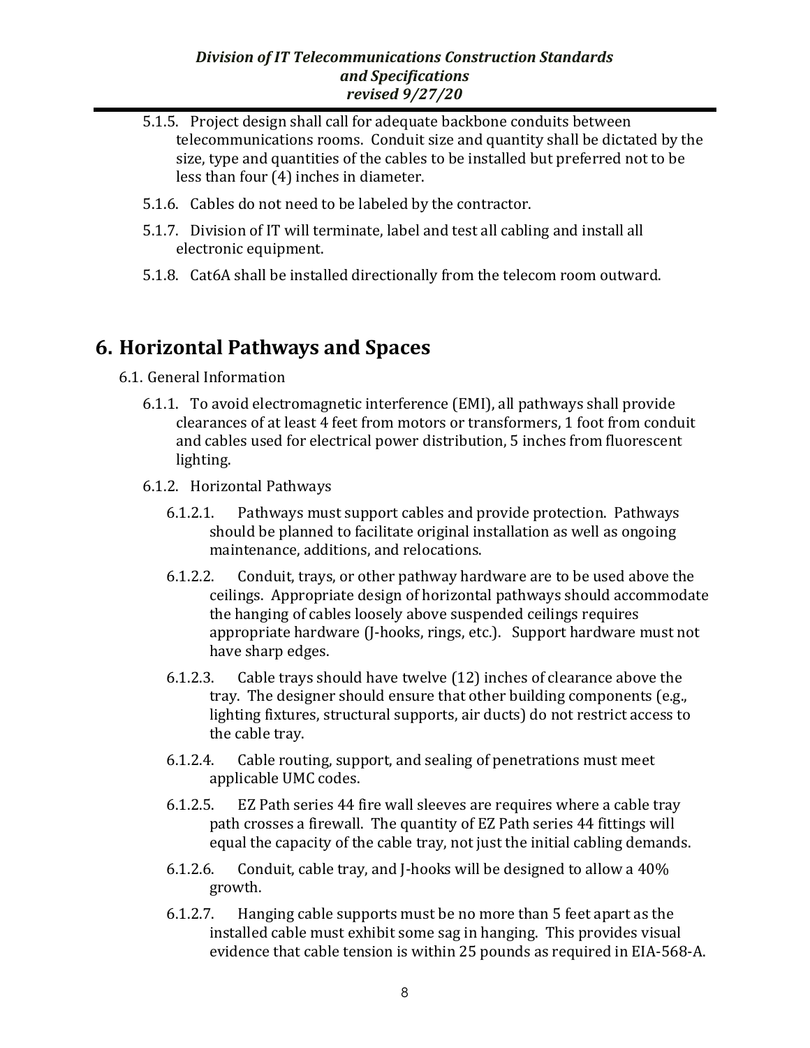5.1.5. Project design shall call for adequate backbone conduits between telecommunications rooms. Conduit size and quantity shall be dictated by the size, type and quantities of the cables to be installed but preferred not to be less than four (4) inches in diameter.

5.1.6. Cables do not need to be labeled by the contractor.

5.1.7. Division of IT will terminate, label and test all cabling and install all electronic equipment.

5.1.8. Cat6A shall be installed directionally from the telecom room outward.

# 6. Horizontal Pathways and Spaces

6.1. General Information

6.1.1. To avoid electromagnetic interference (EMI), all pathways shall provide clearances of at least 4 feet from motors or transformers, 1 foot from conduit and cables used for electrical power distribution, 5 inches from fluorescent lighting.

6.1.2. Horizontal Pathways

6.1.2.1. Pathways must support cables and provide protection. Pathways should be planned to facilitate original installation as well as ongoing maintenance, additions, and relocations.

6.1.2.2. Conduit, trays, or other pathway hardware are to be used above the ceilings. Appropriate design of horizontal pathways should accommodate the hanging of cables loosely above suspended ceilings requires appropriate hardware (J-hooks, rings, etc.). Support hardware must not have sharp edges.

6.1.2.3. Cable trays should have twelve (12) inches of clearance above the tray. The designer should ensure that other building components (e.g., lighting fixtures, structural supports, air ducts) do not restrict access to the cable tray.

6.1.2.4. Cable routing, support, and sealing of penetrations must meet applicable UMC codes.

6.1.2.5. EZ Path series 44 fire wall sleeves are requires where a cable tray path crosses a firewall. The quantity of EZ Path series 44 fittings will equal the capacity of the cable tray, not just the initial cabling demands.

6.1.2.6. Conduit, cable tray, and J-hooks will be designed to allow a 40% growth.

6.1.2.7. Hanging cable supports must be no more than 5 feet apart as the installed cable must exhibit some sag in hanging. This provides visual evidence that cable tension is within 25 pounds as required in EIA-568-A.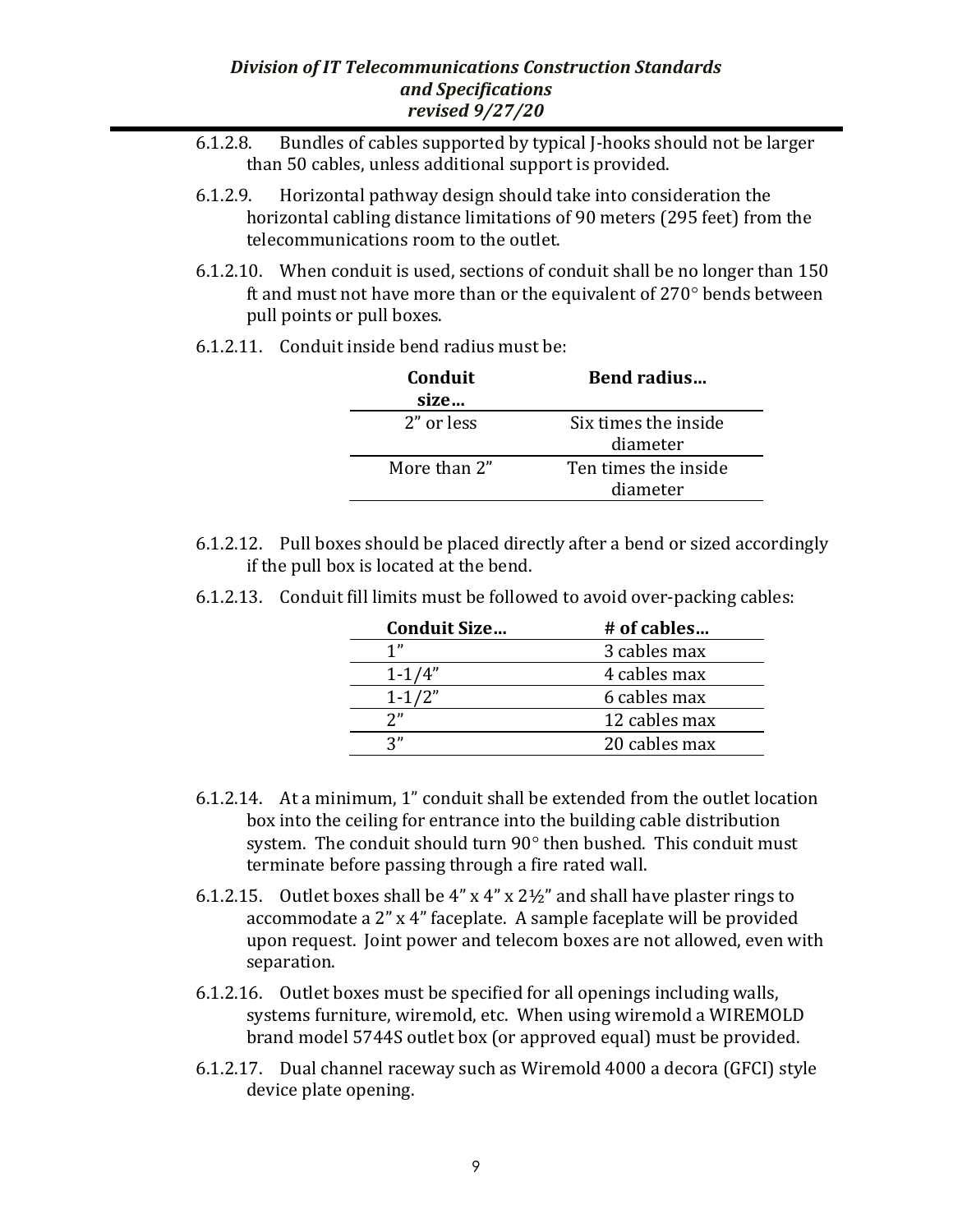6.1.2.8. Bundles of cables supported by typical J-hooks should not be larger than 50 cables, unless additional support is provided.

6.1.2.9. Horizontal pathway design should take into consideration the horizontal cabling distance limitations of 90 meters (295 feet) from the telecommunications room to the outlet.

6.1.2.10. When conduit is used, sections of conduit shall be no longer than 150 ft and must not have more than or the equivalent of 270° bends between pull points or pull boxes.

6.1.2.11. Conduit inside bend radius must be:

| Conduit size… | Bend radius… |
|---|---|
| 2" or less | Six times the inside diameter |
| More than 2" | Ten times the inside diameter |

6.1.2.12. Pull boxes should be placed directly after a bend or sized accordingly if the pull box is located at the bend.

6.1.2.13. Conduit fill limits must be followed to avoid over-packing cables:

| Conduit Size… | # of cables… |
|---|---|
| 1" | 3 cables max |
| 1-1/4" | 4 cables max |
| 1-1/2" | 6 cables max |
| 2" | 12 cables max |
| 3" | 20 cables max |

6.1.2.14. At a minimum, 1" conduit shall be extended from the outlet location box into the ceiling for entrance into the building cable distribution system. The conduit should turn 90° then bushed. This conduit must terminate before passing through a fire rated wall.

6.1.2.15. Outlet boxes shall be 4" x 4" x 2½" and shall have plaster rings to accommodate a 2" x 4" faceplate. A sample faceplate will be provided upon request. Joint power and telecom boxes are not allowed, even with separation.

6.1.2.16. Outlet boxes must be specified for all openings including walls, systems furniture, wiremold, etc. When using wiremold a WIREMOLD brand model 5744S outlet box (or approved equal) must be provided.

6.1.2.17. Dual channel raceway such as Wiremold 4000 a decora (GFCI) style device plate opening.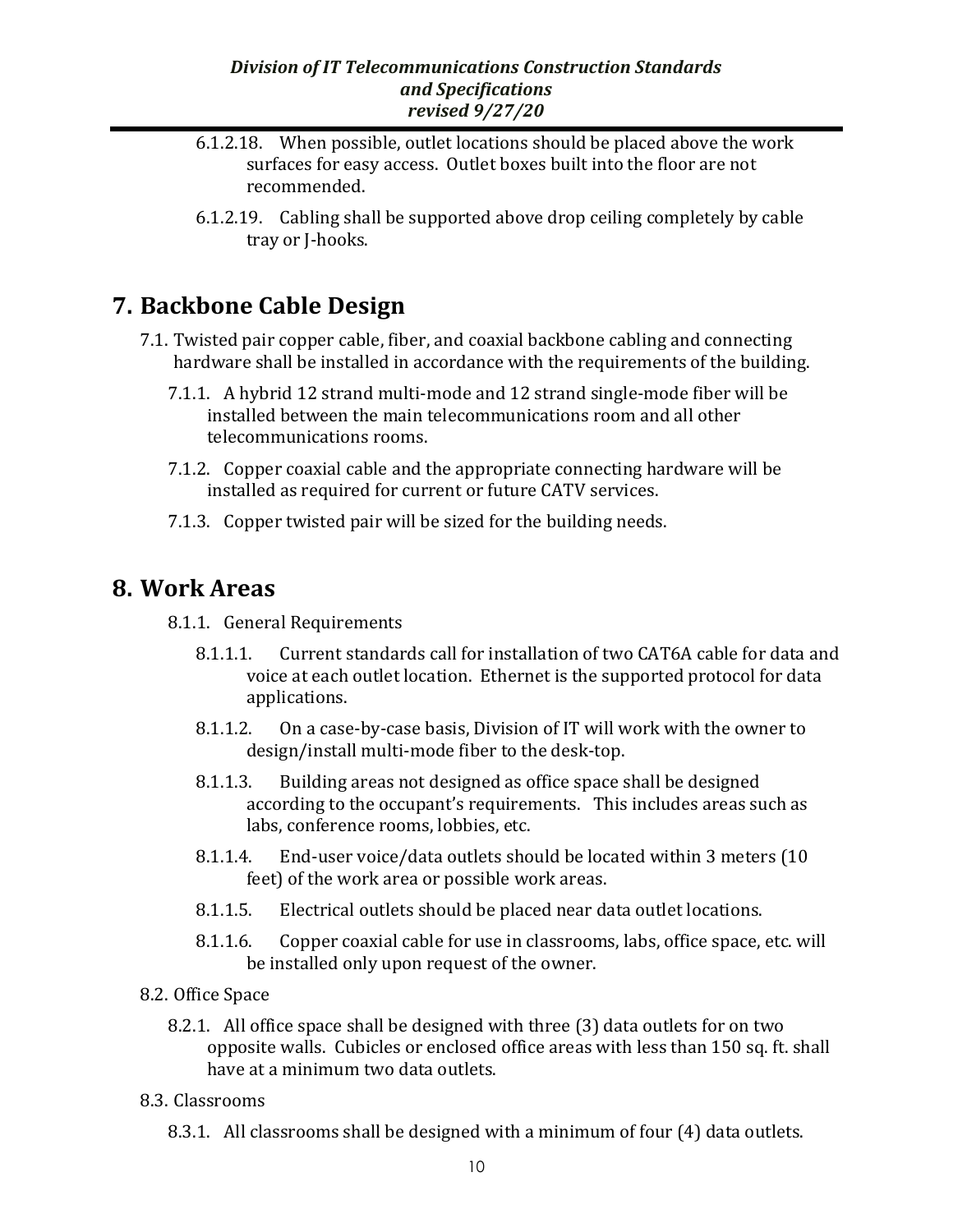6.1.2.18. When possible, outlet locations should be placed above the work surfaces for easy access. Outlet boxes built into the floor are not recommended.

6.1.2.19. Cabling shall be supported above drop ceiling completely by cable tray or J-hooks.

# 7. Backbone Cable Design

7.1. Twisted pair copper cable, fiber, and coaxial backbone cabling and connecting hardware shall be installed in accordance with the requirements of the building.

7.1.1. A hybrid 12 strand multi-mode and 12 strand single-mode fiber will be installed between the main telecommunications room and all other telecommunications rooms.

7.1.2. Copper coaxial cable and the appropriate connecting hardware will be installed as required for current or future CATV services.

7.1.3. Copper twisted pair will be sized for the building needs.

# 8. Work Areas

8.1.1. General Requirements

8.1.1.1. Current standards call for installation of two CAT6A cable for data and voice at each outlet location. Ethernet is the supported protocol for data applications.

8.1.1.2. On a case-by-case basis, Division of IT will work with the owner to design/install multi-mode fiber to the desk-top.

8.1.1.3. Building areas not designed as office space shall be designed according to the occupant's requirements. This includes areas such as labs, conference rooms, lobbies, etc.

8.1.1.4. End-user voice/data outlets should be located within 3 meters (10 feet) of the work area or possible work areas.

8.1.1.5. Electrical outlets should be placed near data outlet locations.

8.1.1.6. Copper coaxial cable for use in classrooms, labs, office space, etc. will be installed only upon request of the owner.

8.2. Office Space

8.2.1. All office space shall be designed with three (3) data outlets for on two opposite walls. Cubicles or enclosed office areas with less than 150 sq. ft. shall have at a minimum two data outlets.

8.3. Classrooms

8.3.1. All classrooms shall be designed with a minimum of four (4) data outlets.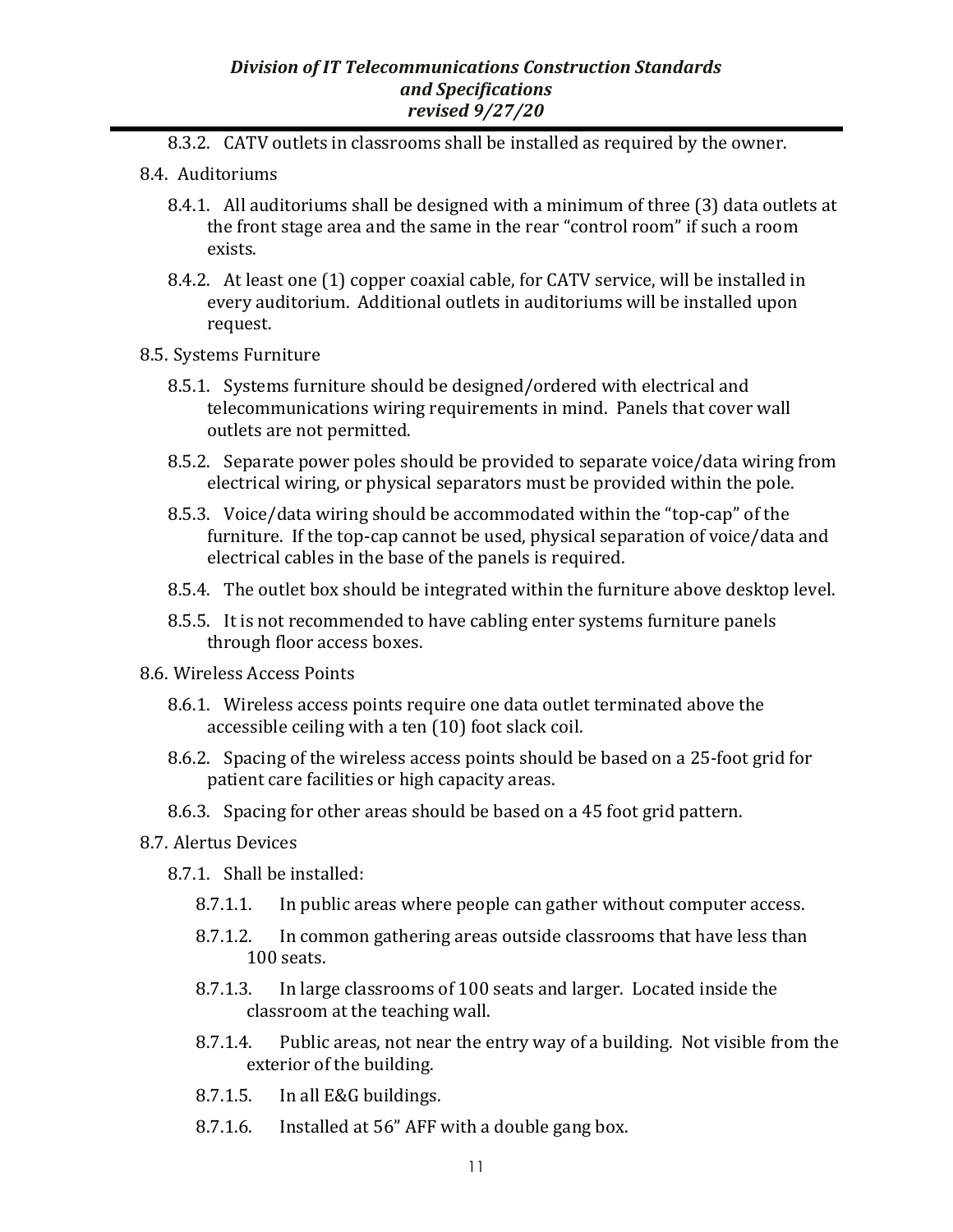8.3.2. CATV outlets in classrooms shall be installed as required by the owner.

8.4. Auditoriums

8.4.1. All auditoriums shall be designed with a minimum of three (3) data outlets at the front stage area and the same in the rear "control room" if such a room exists.

8.4.2. At least one (1) copper coaxial cable, for CATV service, will be installed in every auditorium. Additional outlets in auditoriums will be installed upon request.

8.5. Systems Furniture

8.5.1. Systems furniture should be designed/ordered with electrical and telecommunications wiring requirements in mind. Panels that cover wall outlets are not permitted.

8.5.2. Separate power poles should be provided to separate voice/data wiring from electrical wiring, or physical separators must be provided within the pole.

8.5.3. Voice/data wiring should be accommodated within the "top-cap" of the furniture. If the top-cap cannot be used, physical separation of voice/data and electrical cables in the base of the panels is required.

8.5.4. The outlet box should be integrated within the furniture above desktop level.

8.5.5. It is not recommended to have cabling enter systems furniture panels through floor access boxes.

8.6. Wireless Access Points

8.6.1. Wireless access points require one data outlet terminated above the accessible ceiling with a ten (10) foot slack coil.

8.6.2. Spacing of the wireless access points should be based on a 25-foot grid for patient care facilities or high capacity areas.

8.6.3. Spacing for other areas should be based on a 45 foot grid pattern.

8.7. Alertus Devices

8.7.1. Shall be installed:

8.7.1.1. In public areas where people can gather without computer access.

8.7.1.2. In common gathering areas outside classrooms that have less than 100 seats.

8.7.1.3. In large classrooms of 100 seats and larger. Located inside the classroom at the teaching wall.

8.7.1.4. Public areas, not near the entry way of a building. Not visible from the exterior of the building.

8.7.1.5. In all E&G buildings.

8.7.1.6. Installed at 56" AFF with a double gang box.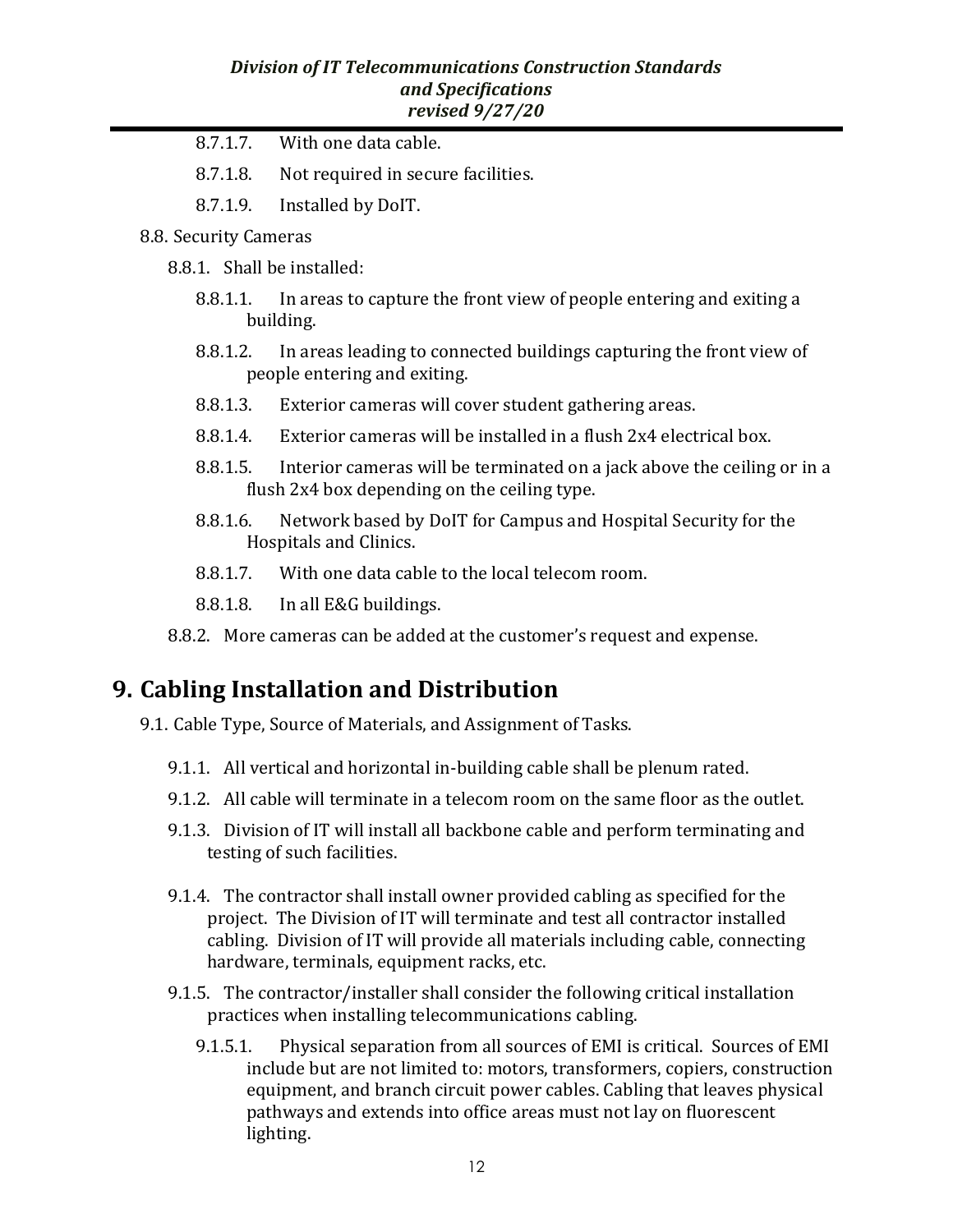8.7.1.7. With one data cable.

8.7.1.8. Not required in secure facilities.

8.7.1.9. Installed by DoIT.

8.8. Security Cameras

8.8.1. Shall be installed:

8.8.1.1. In areas to capture the front view of people entering and exiting a building.

8.8.1.2. In areas leading to connected buildings capturing the front view of people entering and exiting.

8.8.1.3. Exterior cameras will cover student gathering areas.

8.8.1.4. Exterior cameras will be installed in a flush 2x4 electrical box.

8.8.1.5. Interior cameras will be terminated on a jack above the ceiling or in a flush 2x4 box depending on the ceiling type.

8.8.1.6. Network based by DoIT for Campus and Hospital Security for the Hospitals and Clinics.

8.8.1.7. With one data cable to the local telecom room.

8.8.1.8. In all E&G buildings.

8.8.2. More cameras can be added at the customer's request and expense.

# 9. Cabling Installation and Distribution

9.1. Cable Type, Source of Materials, and Assignment of Tasks.

9.1.1. All vertical and horizontal in-building cable shall be plenum rated.

9.1.2. All cable will terminate in a telecom room on the same floor as the outlet.

9.1.3. Division of IT will install all backbone cable and perform terminating and testing of such facilities.

9.1.4. The contractor shall install owner provided cabling as specified for the project. The Division of IT will terminate and test all contractor installed cabling. Division of IT will provide all materials including cable, connecting hardware, terminals, equipment racks, etc.

9.1.5. The contractor/installer shall consider the following critical installation practices when installing telecommunications cabling.

9.1.5.1. Physical separation from all sources of EMI is critical. Sources of EMI include but are not limited to: motors, transformers, copiers, construction equipment, and branch circuit power cables. Cabling that leaves physical pathways and extends into office areas must not lay on fluorescent lighting.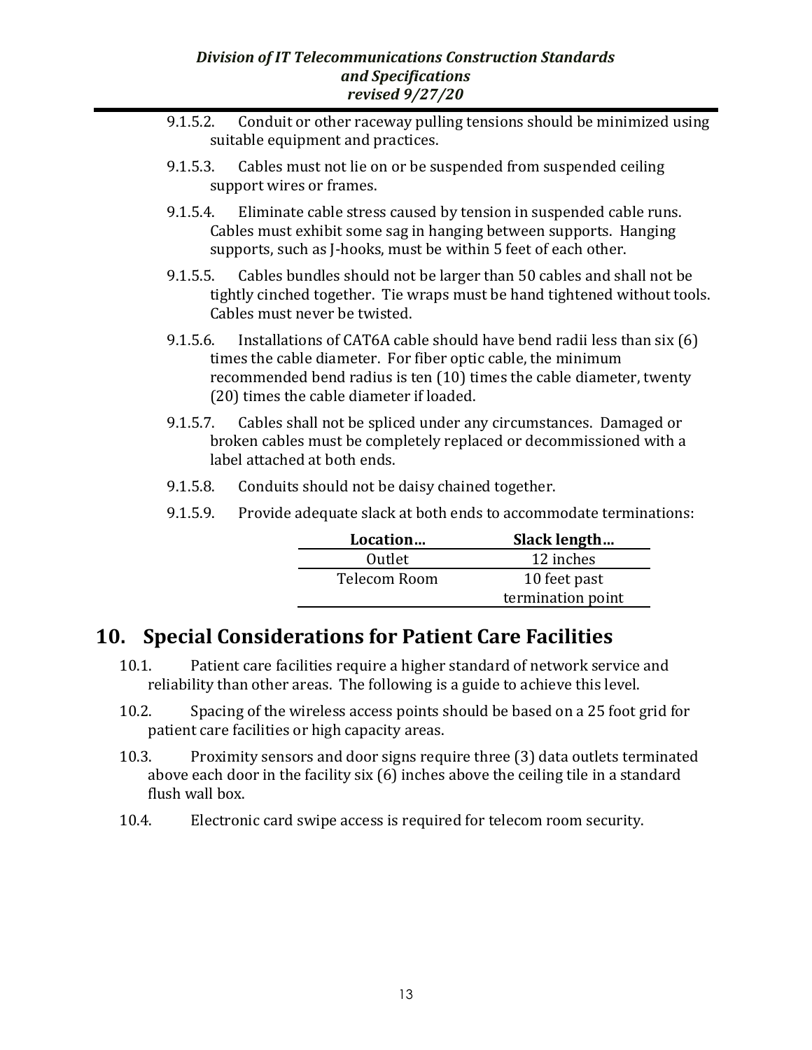9.1.5.2. Conduit or other raceway pulling tensions should be minimized using suitable equipment and practices.

9.1.5.3. Cables must not lie on or be suspended from suspended ceiling support wires or frames.

9.1.5.4. Eliminate cable stress caused by tension in suspended cable runs. Cables must exhibit some sag in hanging between supports. Hanging supports, such as J-hooks, must be within 5 feet of each other.

9.1.5.5. Cables bundles should not be larger than 50 cables and shall not be tightly cinched together. Tie wraps must be hand tightened without tools. Cables must never be twisted.

9.1.5.6. Installations of CAT6A cable should have bend radii less than six (6) times the cable diameter. For fiber optic cable, the minimum recommended bend radius is ten (10) times the cable diameter, twenty (20) times the cable diameter if loaded.

9.1.5.7. Cables shall not be spliced under any circumstances. Damaged or broken cables must be completely replaced or decommissioned with a label attached at both ends.

9.1.5.8. Conduits should not be daisy chained together.

9.1.5.9. Provide adequate slack at both ends to accommodate terminations:

| Location… | Slack length… |
|---|---|
| Outlet | 12 inches |
| Telecom Room | 10 feet past termination point |

# 10. Special Considerations for Patient Care Facilities

10.1. Patient care facilities require a higher standard of network service and reliability than other areas. The following is a guide to achieve this level.

10.2. Spacing of the wireless access points should be based on a 25 foot grid for patient care facilities or high capacity areas.

10.3. Proximity sensors and door signs require three (3) data outlets terminated above each door in the facility six (6) inches above the ceiling tile in a standard flush wall box.

10.4. Electronic card swipe access is required for telecom room security.